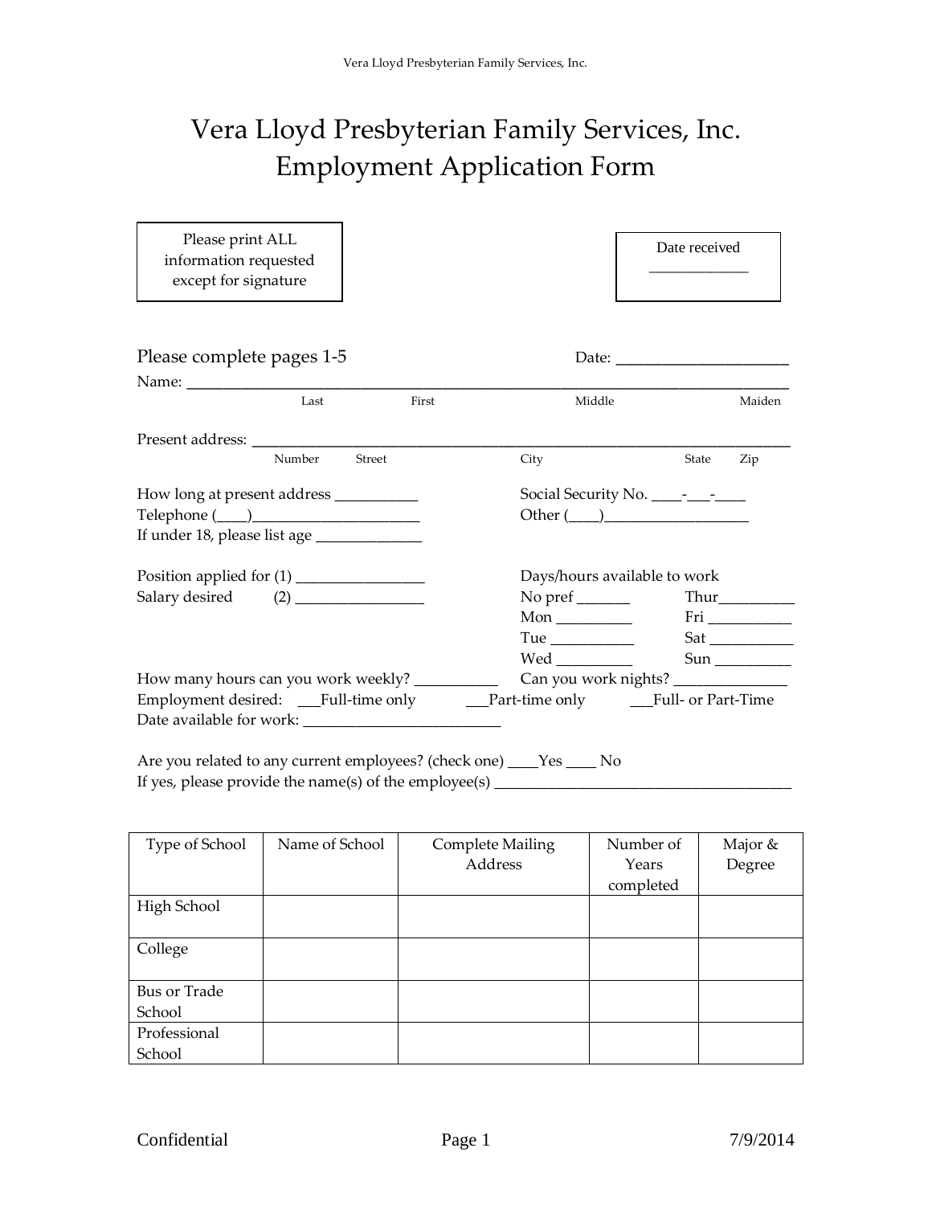# Vera Lloyd Presbyterian Family Services, Inc.
# Employment Application Form

Please print ALL information requested except for signature

Date received _____________

Please complete pages 1-5 Date: ______________________

Name: ________________________________________________________________________________
Last First Middle Maiden

Present address: ________________________________________________________________________
Number Street City State Zip

How long at present address ___________

Telephone (____)______________________

If under 18, please list age ______________

Social Security No. ____-___-____

Other (____)___________________

Position applied for (1) _________________

Salary desired (2) _________________

Days/hours available to work

No pref _______

Mon _________

Tue __________

Wed _________

Thur__________

Fri ___________

Sat ___________

Sun __________

How many hours can you work weekly? ___________

Can you work nights? _______________

Employment desired: ___Full-time only ___Part-time only ___Full- or Part-Time

Date available for work: _________________________

Are you related to any current employees? (check one) ____Yes ____ No

If yes, please provide the name(s) of the employee(s) ______________________________________

| Type of School | Name of School | Complete Mailing Address | Number of Years completed | Major & Degree |
| --- | --- | --- | --- | --- |
| High School | | | | |
| College | | | | |
| Bus or Trade School | | | | |
| Professional School | | | | |

Confidential 7/9/2014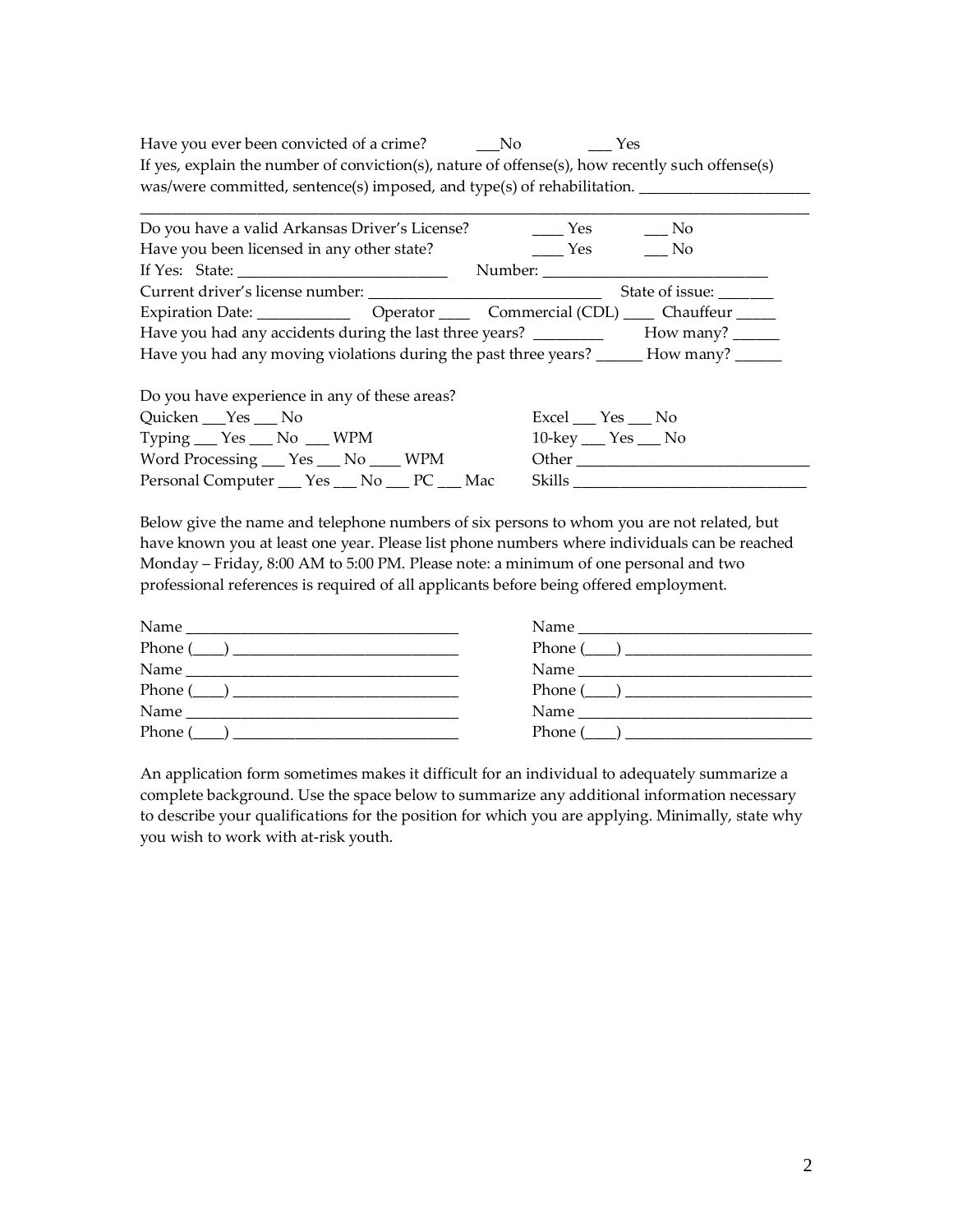Have you ever been convicted of a crime? ___No ___ Yes

If yes, explain the number of conviction(s), nature of offense(s), how recently such offense(s) was/were committed, sentence(s) imposed, and type(s) of rehabilitation. ______________________

____________________________________________________________________________________

Do you have a valid Arkansas Driver's License? ____ Yes ___ No

Have you been licensed in any other state? ____ Yes ___ No

If Yes: State: __________________________ Number: ____________________________

Current driver's license number: ______________________________ State of issue: _______

Expiration Date: ____________ Operator ____ Commercial (CDL) ____ Chauffeur _____

Have you had any accidents during the last three years? _________ How many? ______

Have you had any moving violations during the past three years? ______ How many? ______

Do you have experience in any of these areas?

Quicken ___Yes ___ No

Typing ___ Yes ___ No ___ WPM

Word Processing ___ Yes ___ No ____ WPM

Personal Computer ___ Yes ___ No ___ PC ___ Mac

Excel ___ Yes ___ No

10-key ___ Yes ___ No

Other ______________________________

Skills ______________________________

Below give the name and telephone numbers of six persons to whom you are not related, but have known you at least one year. Please list phone numbers where individuals can be reached Monday – Friday, 8:00 AM to 5:00 PM. Please note: a minimum of one personal and two professional references is required of all applicants before being offered employment.

Name __________________________________

Phone (____) ____________________________

Name __________________________________

Phone (____) ____________________________

Name __________________________________

Phone (____) ____________________________

Name ______________________________

Phone (____) ________________________

Name ______________________________

Phone (____) ________________________

Name ______________________________

Phone (____) ________________________

An application form sometimes makes it difficult for an individual to adequately summarize a complete background. Use the space below to summarize any additional information necessary to describe your qualifications for the position for which you are applying. Minimally, state why you wish to work with at-risk youth.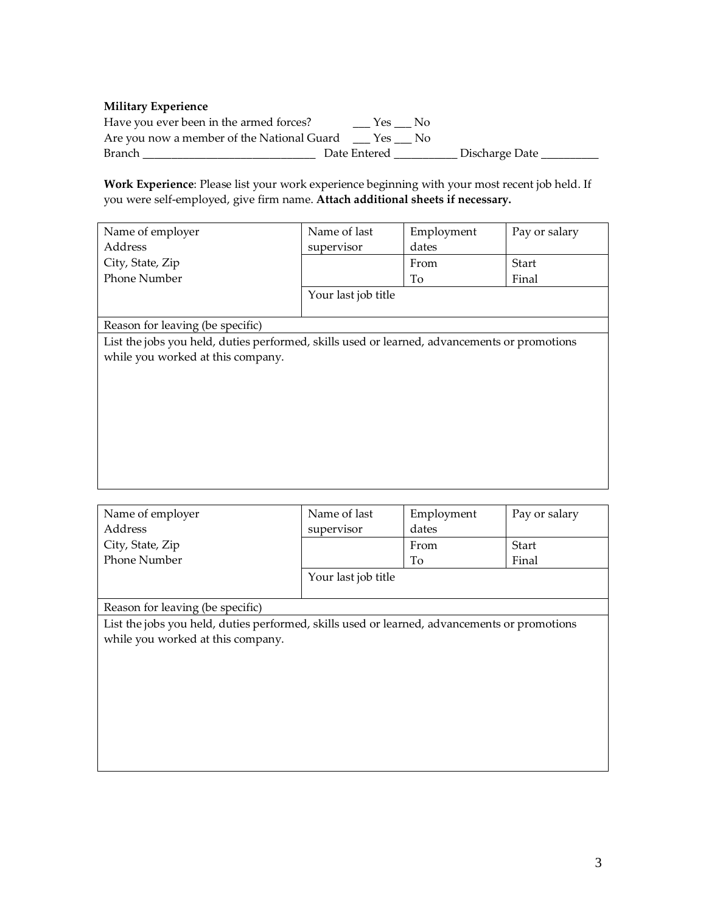**Military Experience**

Have you ever been in the armed forces? ___ Yes ___ No

Are you now a member of the National Guard ___ Yes ___ No

Branch ______________________________ Date Entered ___________ Discharge Date __________

**Work Experience**: Please list your work experience beginning with your most recent job held. If you were self-employed, give firm name. **Attach additional sheets if necessary.**

| Name of employer<br>Address<br>City, State, Zip<br>Phone Number | Name of last supervisor | Employment dates | Pay or salary |
|---|---|---|---|
| | | From<br>To | Start<br>Final |
| | Your last job title | | |
| Reason for leaving (be specific) | | | |
| List the jobs you held, duties performed, skills used or learned, advancements or promotions while you worked at this company. | | | |

| Name of employer<br>Address<br>City, State, Zip<br>Phone Number | Name of last supervisor | Employment dates | Pay or salary |
|---|---|---|---|
| | | From<br>To | Start<br>Final |
| | Your last job title | | |
| Reason for leaving (be specific) | | | |
| List the jobs you held, duties performed, skills used or learned, advancements or promotions while you worked at this company. | | | |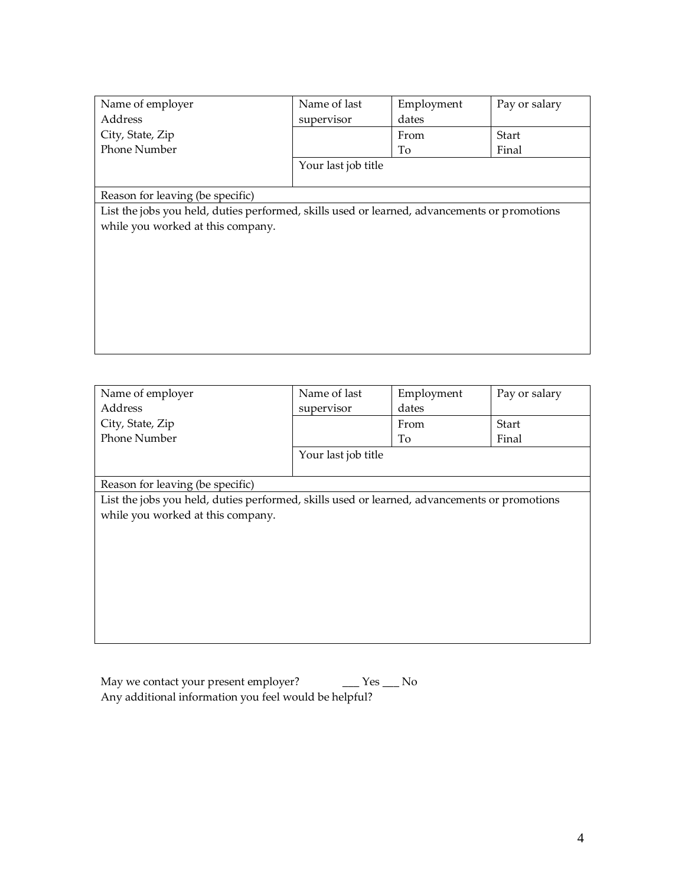| Name of employer<br>Address<br>City, State, Zip<br>Phone Number | Name of last supervisor | Employment dates | Pay or salary |
|---|---|---|---|
| | | From<br>To | Start<br>Final |
| | Your last job title | | |
| Reason for leaving (be specific) | | | |
| List the jobs you held, duties performed, skills used or learned, advancements or promotions while you worked at this company. | | | |

| Name of employer<br>Address<br>City, State, Zip<br>Phone Number | Name of last supervisor | Employment dates | Pay or salary |
|---|---|---|---|
| | | From<br>To | Start<br>Final |
| | Your last job title | | |
| Reason for leaving (be specific) | | | |
| List the jobs you held, duties performed, skills used or learned, advancements or promotions while you worked at this company. | | | |

May we contact your present employer? ___ Yes ___ No

Any additional information you feel would be helpful?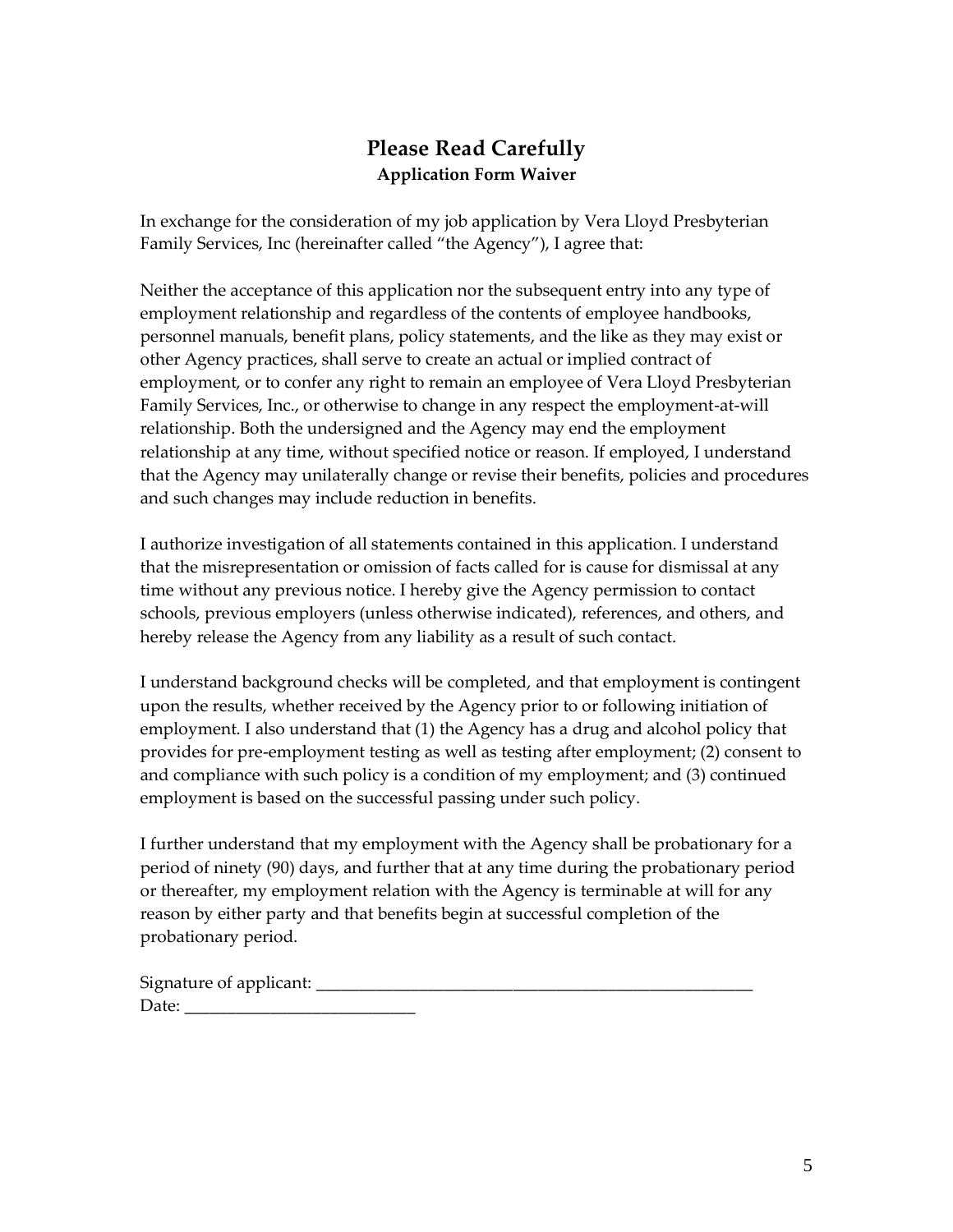# Please Read Carefully

## Application Form Waiver

In exchange for the consideration of my job application by Vera Lloyd Presbyterian Family Services, Inc (hereinafter called "the Agency"), I agree that:

Neither the acceptance of this application nor the subsequent entry into any type of employment relationship and regardless of the contents of employee handbooks, personnel manuals, benefit plans, policy statements, and the like as they may exist or other Agency practices, shall serve to create an actual or implied contract of employment, or to confer any right to remain an employee of Vera Lloyd Presbyterian Family Services, Inc., or otherwise to change in any respect the employment-at-will relationship. Both the undersigned and the Agency may end the employment relationship at any time, without specified notice or reason. If employed, I understand that the Agency may unilaterally change or revise their benefits, policies and procedures and such changes may include reduction in benefits.

I authorize investigation of all statements contained in this application. I understand that the misrepresentation or omission of facts called for is cause for dismissal at any time without any previous notice. I hereby give the Agency permission to contact schools, previous employers (unless otherwise indicated), references, and others, and hereby release the Agency from any liability as a result of such contact.

I understand background checks will be completed, and that employment is contingent upon the results, whether received by the Agency prior to or following initiation of employment. I also understand that (1) the Agency has a drug and alcohol policy that provides for pre-employment testing as well as testing after employment; (2) consent to and compliance with such policy is a condition of my employment; and (3) continued employment is based on the successful passing under such policy.

I further understand that my employment with the Agency shall be probationary for a period of ninety (90) days, and further that at any time during the probationary period or thereafter, my employment relation with the Agency is terminable at will for any reason by either party and that benefits begin at successful completion of the probationary period.

Signature of applicant: ___________________________________________________

Date: ___________________________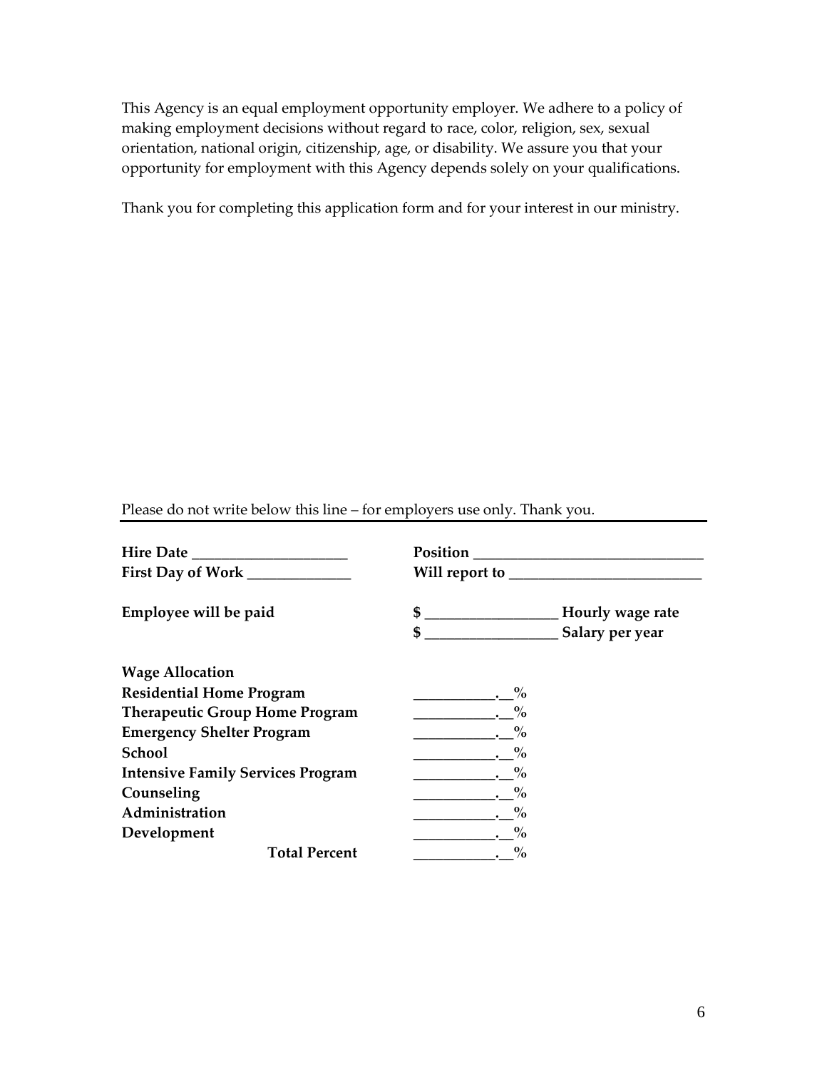This Agency is an equal employment opportunity employer. We adhere to a policy of making employment decisions without regard to race, color, religion, sex, sexual orientation, national origin, citizenship, age, or disability. We assure you that your opportunity for employment with this Agency depends solely on your qualifications.

Thank you for completing this application form and for your interest in our ministry.

Please do not write below this line – for employers use only. Thank you.

---

**Hire Date** ____________________ **Position** ______________________________

**First Day of Work** _____________ **Will report to** _________________________

**Employee will be paid** **$** _________________ **Hourly wage rate**

**$** _________________ **Salary per year**

| | |
|---|---|
| **Wage Allocation** | |
| **Residential Home Program** | __________.__% |
| **Therapeutic Group Home Program** | __________.__% |
| **Emergency Shelter Program** | __________.__% |
| **School** | __________.__% |
| **Intensive Family Services Program** | __________.__% |
| **Counseling** | __________.__% |
| **Administration** | __________.__% |
| **Development** | __________.__% |
| **Total Percent** | __________.__% |